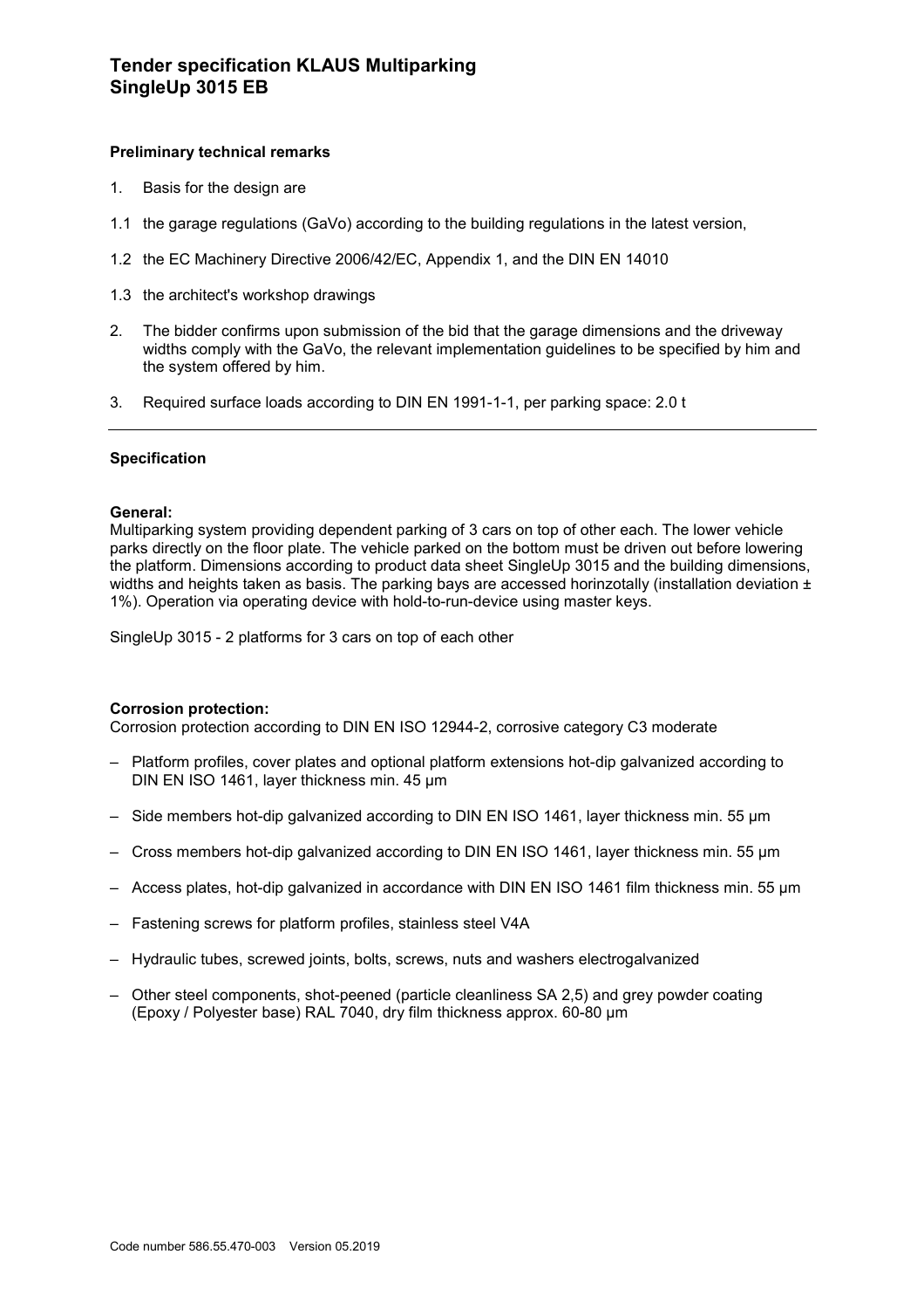# Tender specification KLAUS Multiparking SingleUp 3015 EB

**Preliminary technical remarks**

1. Basis for the design are

1.1 the garage regulations (GaVo) according to the building regulations in the latest version,

1.2 the EC Machinery Directive 2006/42/EC, Appendix 1, and the DIN EN 14010

1.3 the architect's workshop drawings

2. The bidder confirms upon submission of the bid that the garage dimensions and the driveway widths comply with the GaVo, the relevant implementation guidelines to be specified by him and the system offered by him.

3. Required surface loads according to DIN EN 1991-1-1, per parking space: 2.0 t

---

**Specification**

**General:**
Multiparking system providing dependent parking of 3 cars on top of other each. The lower vehicle parks directly on the floor plate. The vehicle parked on the bottom must be driven out before lowering the platform. Dimensions according to product data sheet SingleUp 3015 and the building dimensions, widths and heights taken as basis. The parking bays are accessed horinzotally (installation deviation ± 1%). Operation via operating device with hold-to-run-device using master keys.

SingleUp 3015 - 2 platforms for 3 cars on top of each other

**Corrosion protection:**
Corrosion protection according to DIN EN ISO 12944-2, corrosive category C3 moderate

- Platform profiles, cover plates and optional platform extensions hot-dip galvanized according to DIN EN ISO 1461, layer thickness min. 45 µm
- Side members hot-dip galvanized according to DIN EN ISO 1461, layer thickness min. 55 µm
- Cross members hot-dip galvanized according to DIN EN ISO 1461, layer thickness min. 55 µm
- Access plates, hot-dip galvanized in accordance with DIN EN ISO 1461 film thickness min. 55 µm
- Fastening screws for platform profiles, stainless steel V4A
- Hydraulic tubes, screwed joints, bolts, screws, nuts and washers electrogalvanized
- Other steel components, shot-peened (particle cleanliness SA 2,5) and grey powder coating (Epoxy / Polyester base) RAL 7040, dry film thickness approx. 60-80 µm

Code number 586.55.470-003 Version 05.2019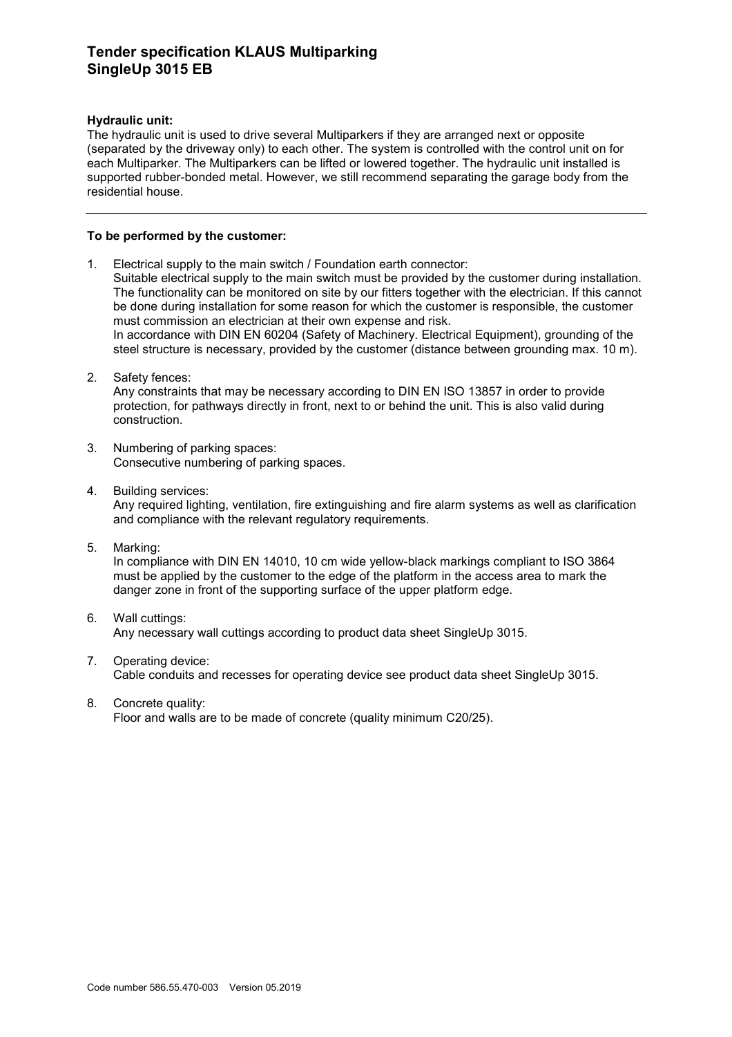# Tender specification KLAUS Multiparking SingleUp 3015 EB

**Hydraulic unit:**
The hydraulic unit is used to drive several Multiparkers if they are arranged next or opposite (separated by the driveway only) to each other. The system is controlled with the control unit on for each Multiparker. The Multiparkers can be lifted or lowered together. The hydraulic unit installed is supported rubber-bonded metal. However, we still recommend separating the garage body from the residential house.

---

**To be performed by the customer:**

1. Electrical supply to the main switch / Foundation earth connector:
   Suitable electrical supply to the main switch must be provided by the customer during installation. The functionality can be monitored on site by our fitters together with the electrician. If this cannot be done during installation for some reason for which the customer is responsible, the customer must commission an electrician at their own expense and risk.
   In accordance with DIN EN 60204 (Safety of Machinery. Electrical Equipment), grounding of the steel structure is necessary, provided by the customer (distance between grounding max. 10 m).

2. Safety fences:
   Any constraints that may be necessary according to DIN EN ISO 13857 in order to provide protection, for pathways directly in front, next to or behind the unit. This is also valid during construction.

3. Numbering of parking spaces:
   Consecutive numbering of parking spaces.

4. Building services:
   Any required lighting, ventilation, fire extinguishing and fire alarm systems as well as clarification and compliance with the relevant regulatory requirements.

5. Marking:
   In compliance with DIN EN 14010, 10 cm wide yellow-black markings compliant to ISO 3864 must be applied by the customer to the edge of the platform in the access area to mark the danger zone in front of the supporting surface of the upper platform edge.

6. Wall cuttings:
   Any necessary wall cuttings according to product data sheet SingleUp 3015.

7. Operating device:
   Cable conduits and recesses for operating device see product data sheet SingleUp 3015.

8. Concrete quality:
   Floor and walls are to be made of concrete (quality minimum C20/25).

Code number 586.55.470-003 Version 05.2019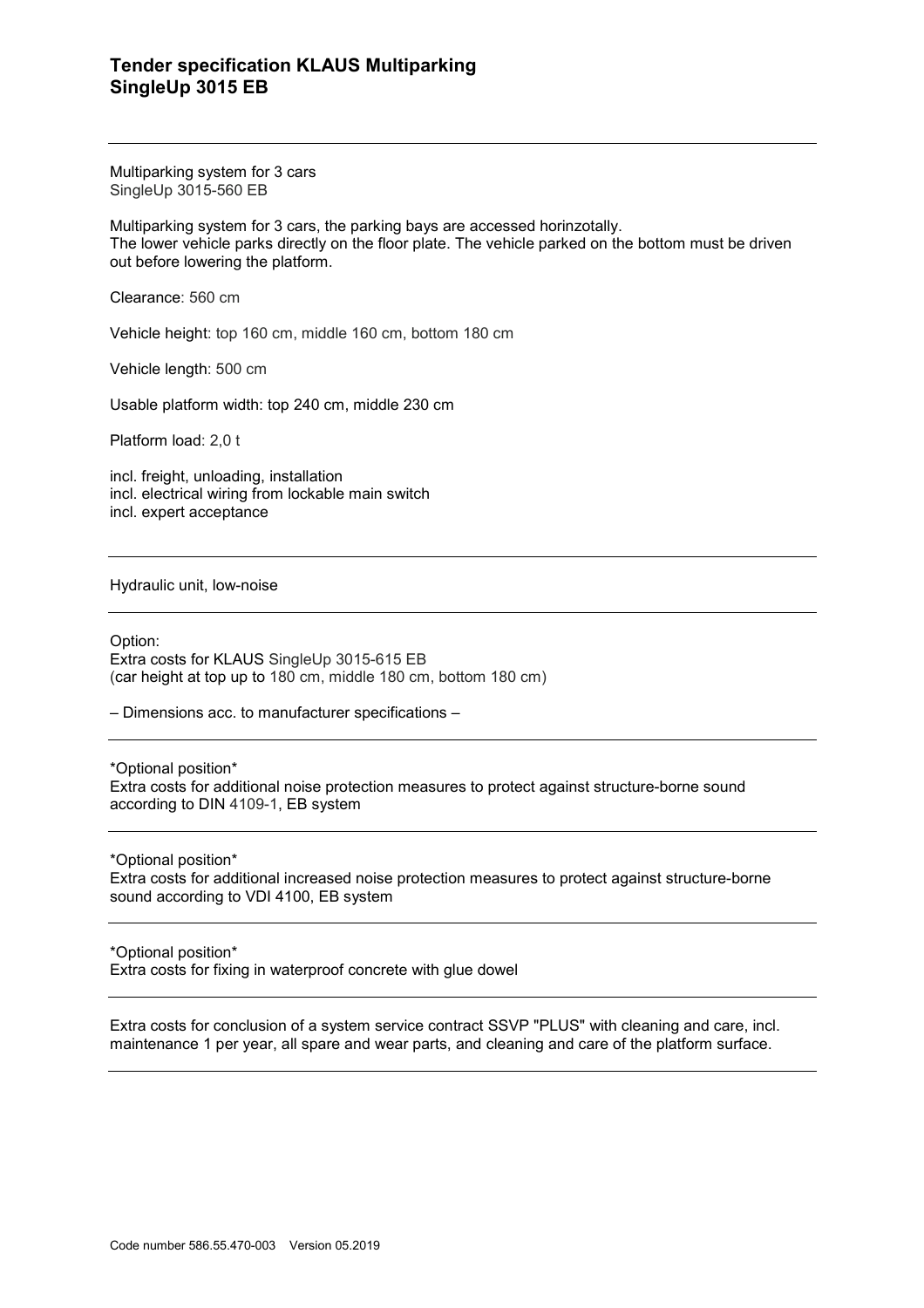# Tender specification KLAUS Multiparking SingleUp 3015 EB

---

Multiparking system for 3 cars
SingleUp 3015-560 EB

Multiparking system for 3 cars, the parking bays are accessed horinzotally.
The lower vehicle parks directly on the floor plate. The vehicle parked on the bottom must be driven out before lowering the platform.

Clearance: 560 cm

Vehicle height: top 160 cm, middle 160 cm, bottom 180 cm

Vehicle length: 500 cm

Usable platform width: top 240 cm, middle 230 cm

Platform load: 2,0 t

incl. freight, unloading, installation
incl. electrical wiring from lockable main switch
incl. expert acceptance

---

Hydraulic unit, low-noise

---

Option:
Extra costs for KLAUS SingleUp 3015-615 EB
(car height at top up to 180 cm, middle 180 cm, bottom 180 cm)

– Dimensions acc. to manufacturer specifications –

---

*Optional position*
Extra costs for additional noise protection measures to protect against structure-borne sound according to DIN 4109-1, EB system

---

*Optional position*
Extra costs for additional increased noise protection measures to protect against structure-borne sound according to VDI 4100, EB system

---

*Optional position*
Extra costs for fixing in waterproof concrete with glue dowel

---

Extra costs for conclusion of a system service contract SSVP "PLUS" with cleaning and care, incl. maintenance 1 per year, all spare and wear parts, and cleaning and care of the platform surface.

---

Code number 586.55.470-003 Version 05.2019